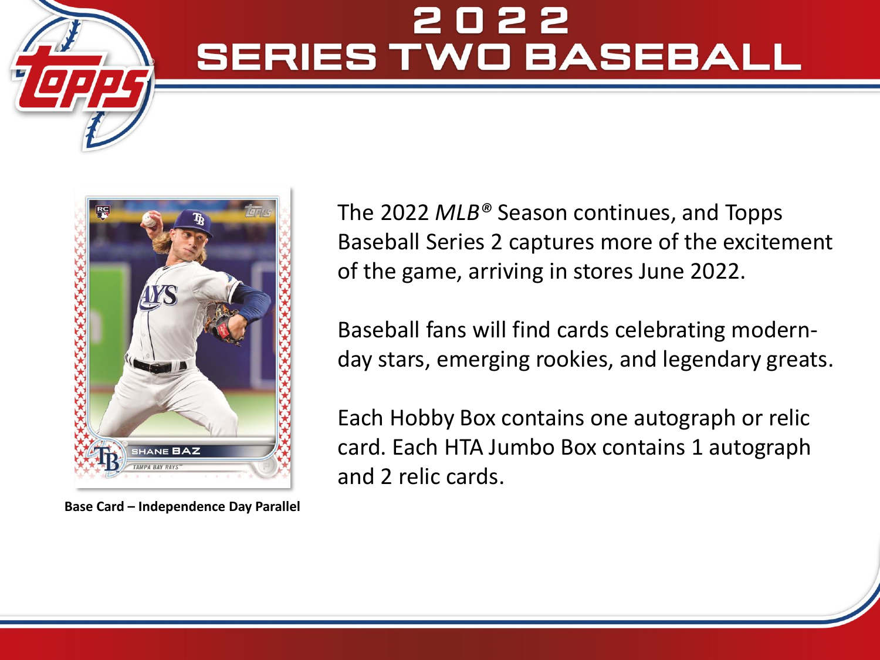# 2022 SERIES TWO BASEBALL

Base Card – Independence Day Parallel

The 2022 *MLB®* Season continues, and Topps Baseball Series 2 captures more of the excitement of the game, arriving in stores June 2022.

Baseball fans will find cards celebrating modern-day stars, emerging rookies, and legendary greats.

Each Hobby Box contains one autograph or relic card. Each HTA Jumbo Box contains 1 autograph and 2 relic cards.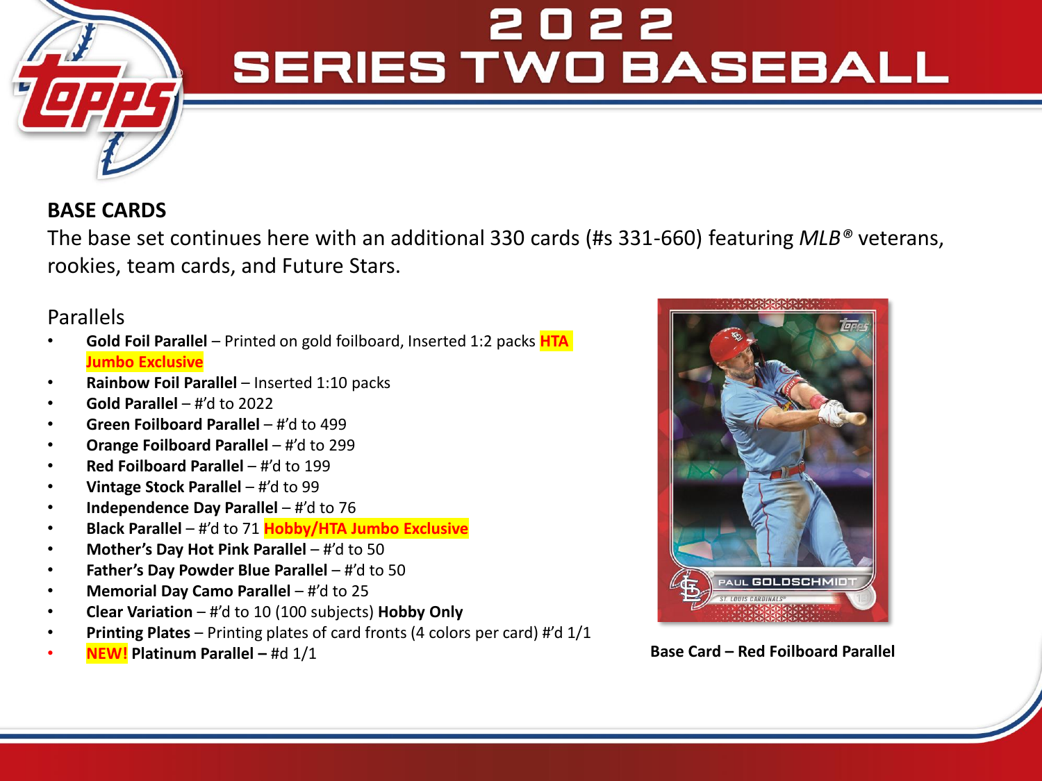# 2022 SERIES TWO BASEBALL

## BASE CARDS

The base set continues here with an additional 330 cards (#s 331-660) featuring *MLB®* veterans, rookies, team cards, and Future Stars.

### Parallels

- **Gold Foil Parallel** – Printed on gold foilboard, Inserted 1:2 packs **HTA Jumbo Exclusive**
- **Rainbow Foil Parallel** – Inserted 1:10 packs
- **Gold Parallel** – #'d to 2022
- **Green Foilboard Parallel** – #'d to 499
- **Orange Foilboard Parallel** – #'d to 299
- **Red Foilboard Parallel** – #'d to 199
- **Vintage Stock Parallel** – #'d to 99
- **Independence Day Parallel** – #'d to 76
- **Black Parallel** – #'d to 71 **Hobby/HTA Jumbo Exclusive**
- **Mother's Day Hot Pink Parallel** – #'d to 50
- **Father's Day Powder Blue Parallel** – #'d to 50
- **Memorial Day Camo Parallel** – #'d to 25
- **Clear Variation** – #'d to 10 (100 subjects) **Hobby Only**
- **Printing Plates** – Printing plates of card fronts (4 colors per card) #'d 1/1
- **NEW! Platinum Parallel –** #d 1/1

**Base Card – Red Foilboard Parallel**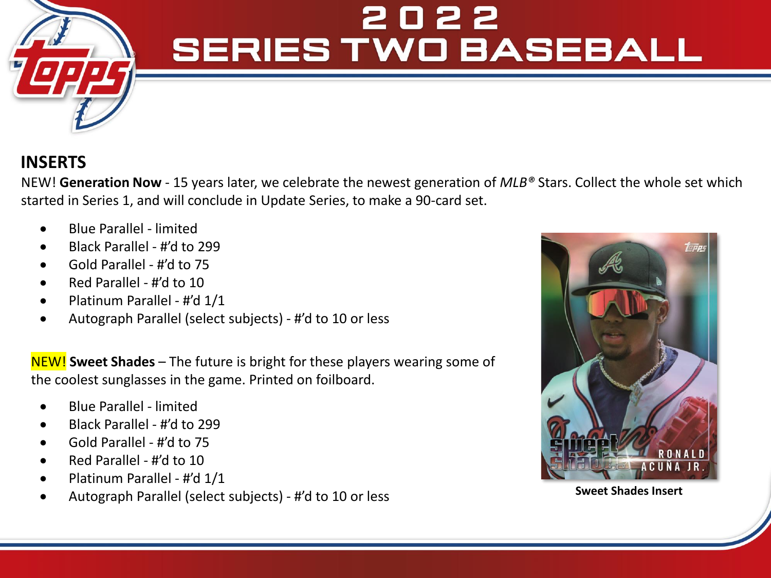# 2022 SERIES TWO BASEBALL

## INSERTS

NEW! **Generation Now** - 15 years later, we celebrate the newest generation of *MLB®* Stars. Collect the whole set which started in Series 1, and will conclude in Update Series, to make a 90-card set.

- Blue Parallel - limited
- Black Parallel - #'d to 299
- Gold Parallel - #'d to 75
- Red Parallel - #'d to 10
- Platinum Parallel - #'d 1/1
- Autograph Parallel (select subjects) - #'d to 10 or less

NEW! **Sweet Shades** – The future is bright for these players wearing some of the coolest sunglasses in the game. Printed on foilboard.

- Blue Parallel - limited
- Black Parallel - #'d to 299
- Gold Parallel - #'d to 75
- Red Parallel - #'d to 10
- Platinum Parallel - #'d 1/1
- Autograph Parallel (select subjects) - #'d to 10 or less

**Sweet Shades Insert**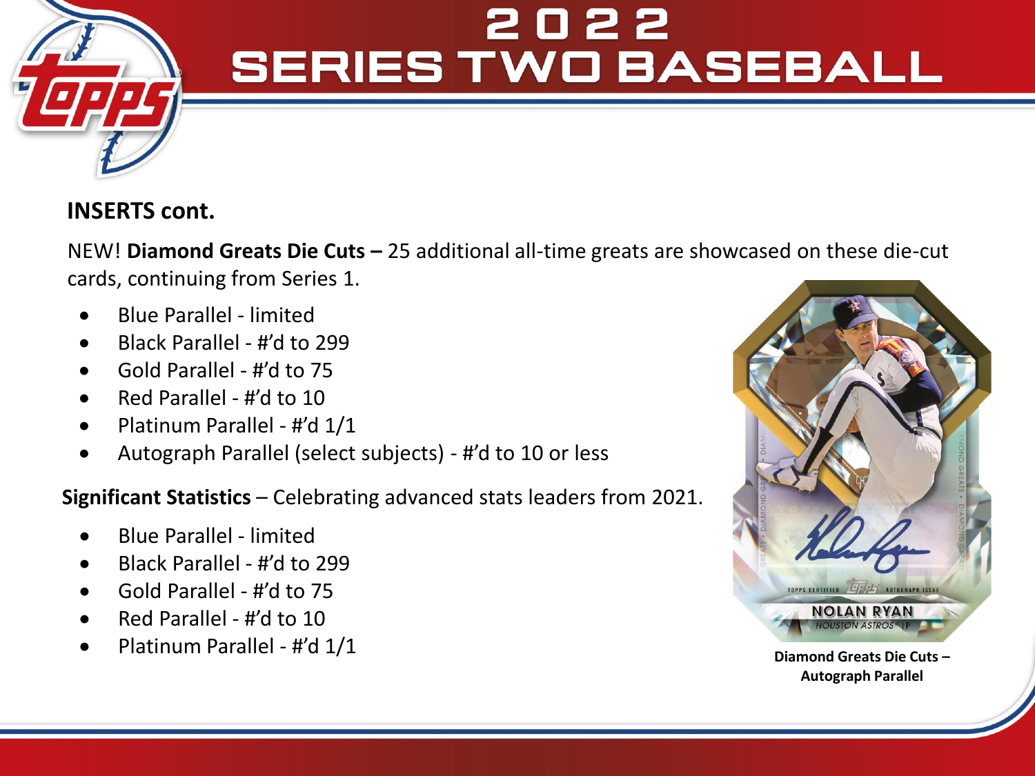# 2022 SERIES TWO BASEBALL

## INSERTS cont.

NEW! **Diamond Greats Die Cuts –** 25 additional all-time greats are showcased on these die-cut cards, continuing from Series 1.

- Blue Parallel - limited
- Black Parallel - #'d to 299
- Gold Parallel - #'d to 75
- Red Parallel - #'d to 10
- Platinum Parallel - #'d 1/1
- Autograph Parallel (select subjects) - #'d to 10 or less

**Significant Statistics** – Celebrating advanced stats leaders from 2021.

- Blue Parallel - limited
- Black Parallel - #'d to 299
- Gold Parallel - #'d to 75
- Red Parallel - #'d to 10
- Platinum Parallel - #'d 1/1

**Diamond Greats Die Cuts – Autograph Parallel**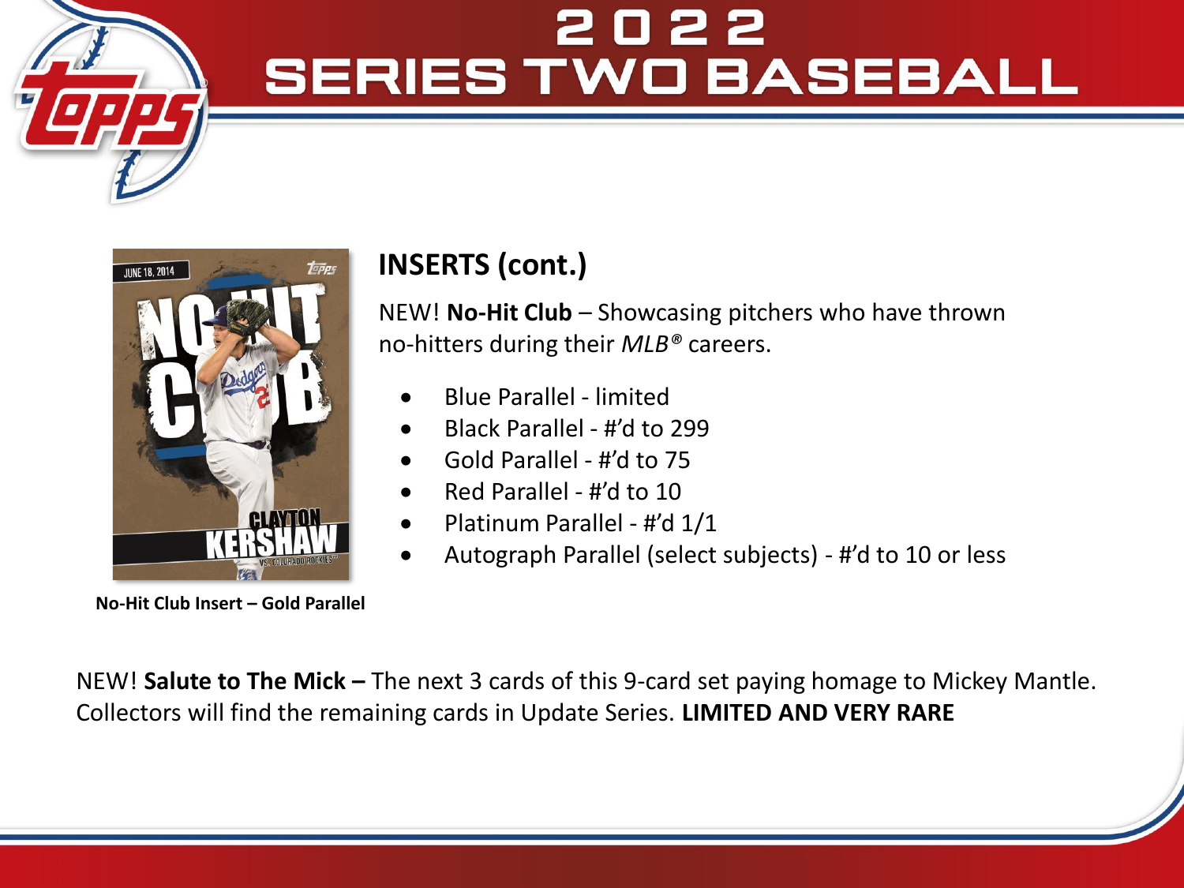# 2022 SERIES TWO BASEBALL

## INSERTS (cont.)

NEW! **No-Hit Club** – Showcasing pitchers who have thrown no-hitters during their *MLB®* careers.

- Blue Parallel - limited
- Black Parallel - #'d to 299
- Gold Parallel - #'d to 75
- Red Parallel - #'d to 10
- Platinum Parallel - #'d 1/1
- Autograph Parallel (select subjects) - #'d to 10 or less

**No-Hit Club Insert – Gold Parallel**

NEW! **Salute to The Mick –** The next 3 cards of this 9-card set paying homage to Mickey Mantle. Collectors will find the remaining cards in Update Series. **LIMITED AND VERY RARE**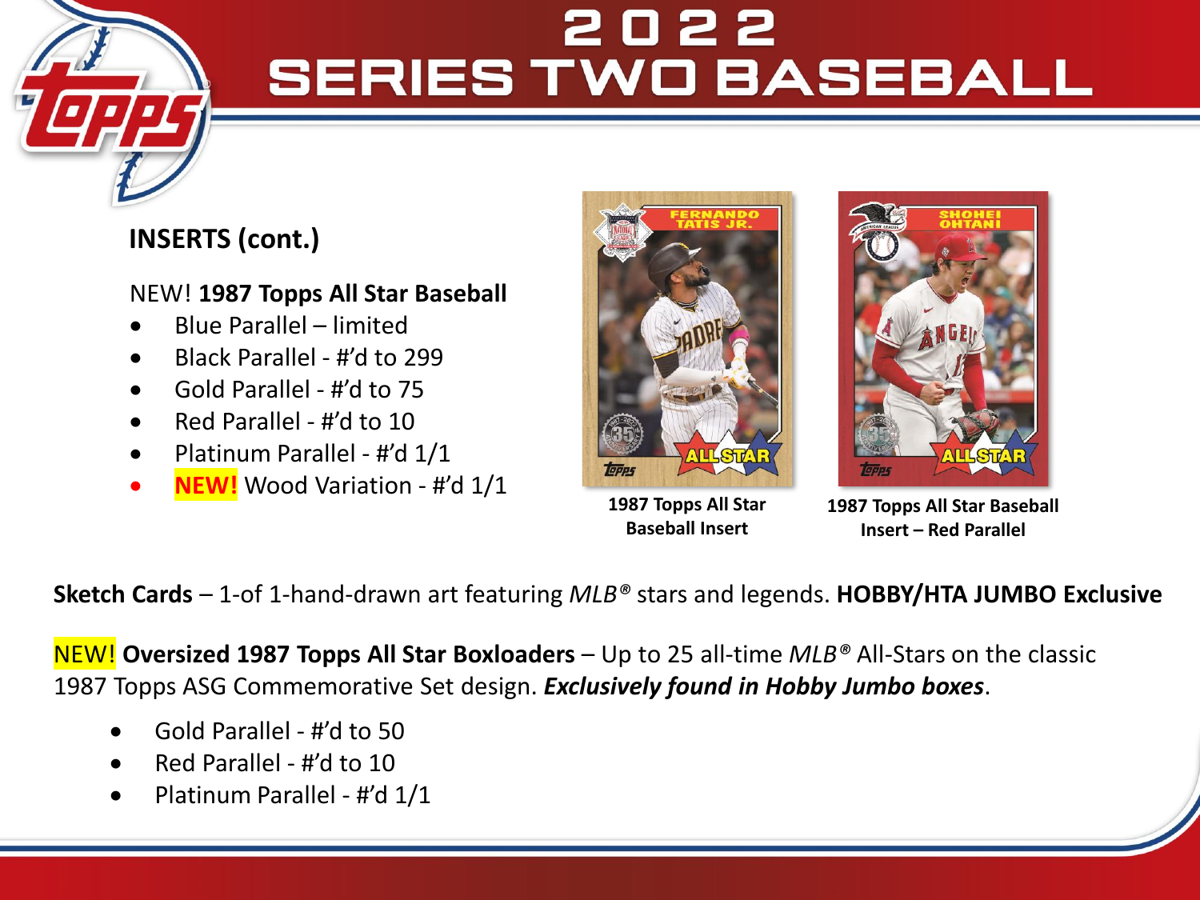# 2022 SERIES TWO BASEBALL

## INSERTS (cont.)

NEW! **1987 Topps All Star Baseball**

- Blue Parallel – limited
- Black Parallel - #'d to 299
- Gold Parallel - #'d to 75
- Red Parallel - #'d to 10
- Platinum Parallel - #'d 1/1
- **NEW!** Wood Variation - #'d 1/1

**1987 Topps All Star Baseball Insert**

**1987 Topps All Star Baseball Insert – Red Parallel**

**Sketch Cards** – 1-of 1-hand-drawn art featuring *MLB®* stars and legends. **HOBBY/HTA JUMBO Exclusive**

NEW! **Oversized 1987 Topps All Star Boxloaders** – Up to 25 all-time *MLB®* All-Stars on the classic 1987 Topps ASG Commemorative Set design. ***Exclusively found in Hobby Jumbo boxes***.

- Gold Parallel - #'d to 50
- Red Parallel - #'d to 10
- Platinum Parallel - #'d 1/1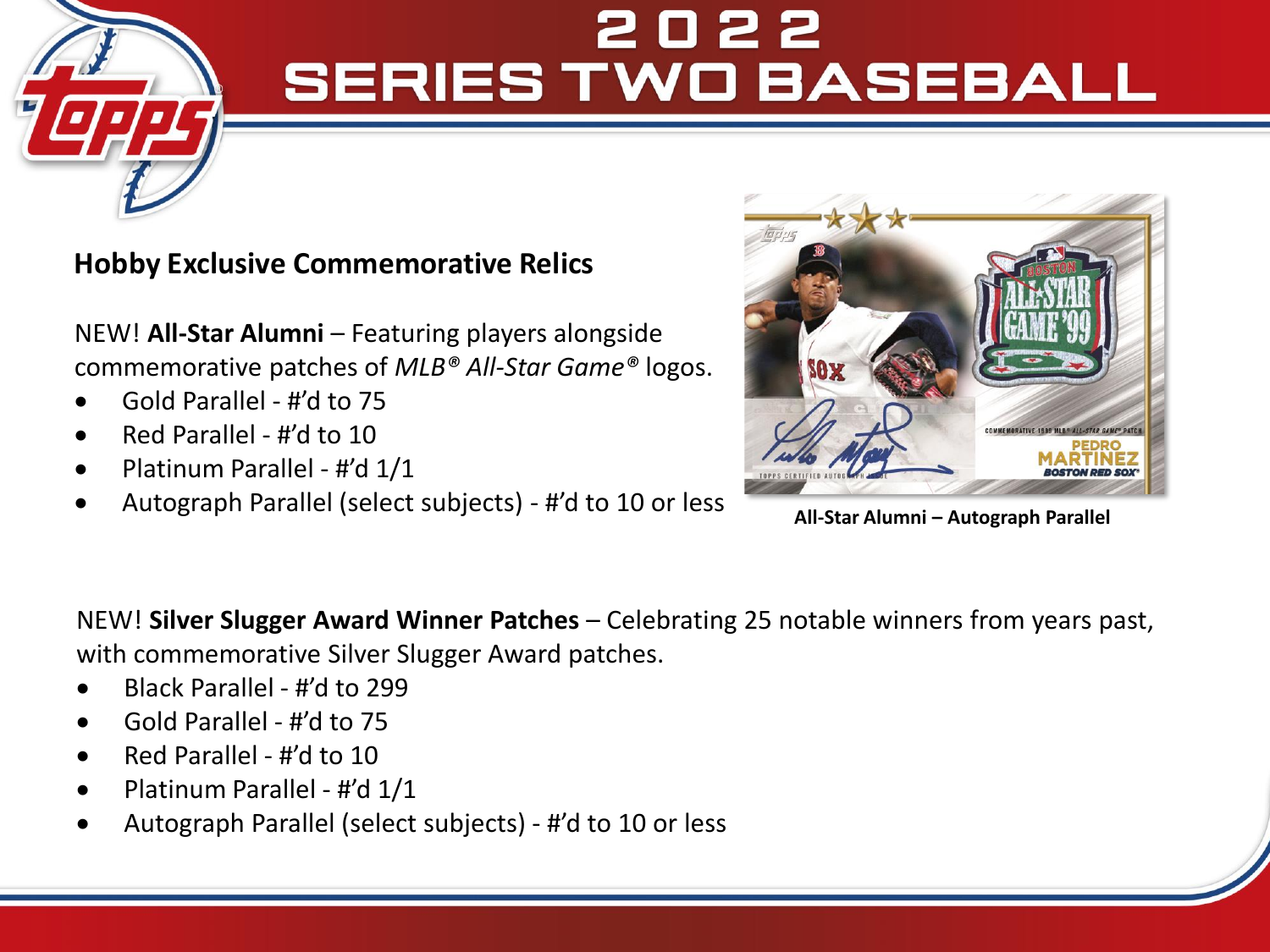# 2022 SERIES TWO BASEBALL

## Hobby Exclusive Commemorative Relics

NEW! **All-Star Alumni** – Featuring players alongside commemorative patches of *MLB® All-Star Game®* logos.

- Gold Parallel - #'d to 75
- Red Parallel - #'d to 10
- Platinum Parallel - #'d 1/1
- Autograph Parallel (select subjects) - #'d to 10 or less

**All-Star Alumni – Autograph Parallel**

NEW! **Silver Slugger Award Winner Patches** – Celebrating 25 notable winners from years past, with commemorative Silver Slugger Award patches.

- Black Parallel - #'d to 299
- Gold Parallel - #'d to 75
- Red Parallel - #'d to 10
- Platinum Parallel - #'d 1/1
- Autograph Parallel (select subjects) - #'d to 10 or less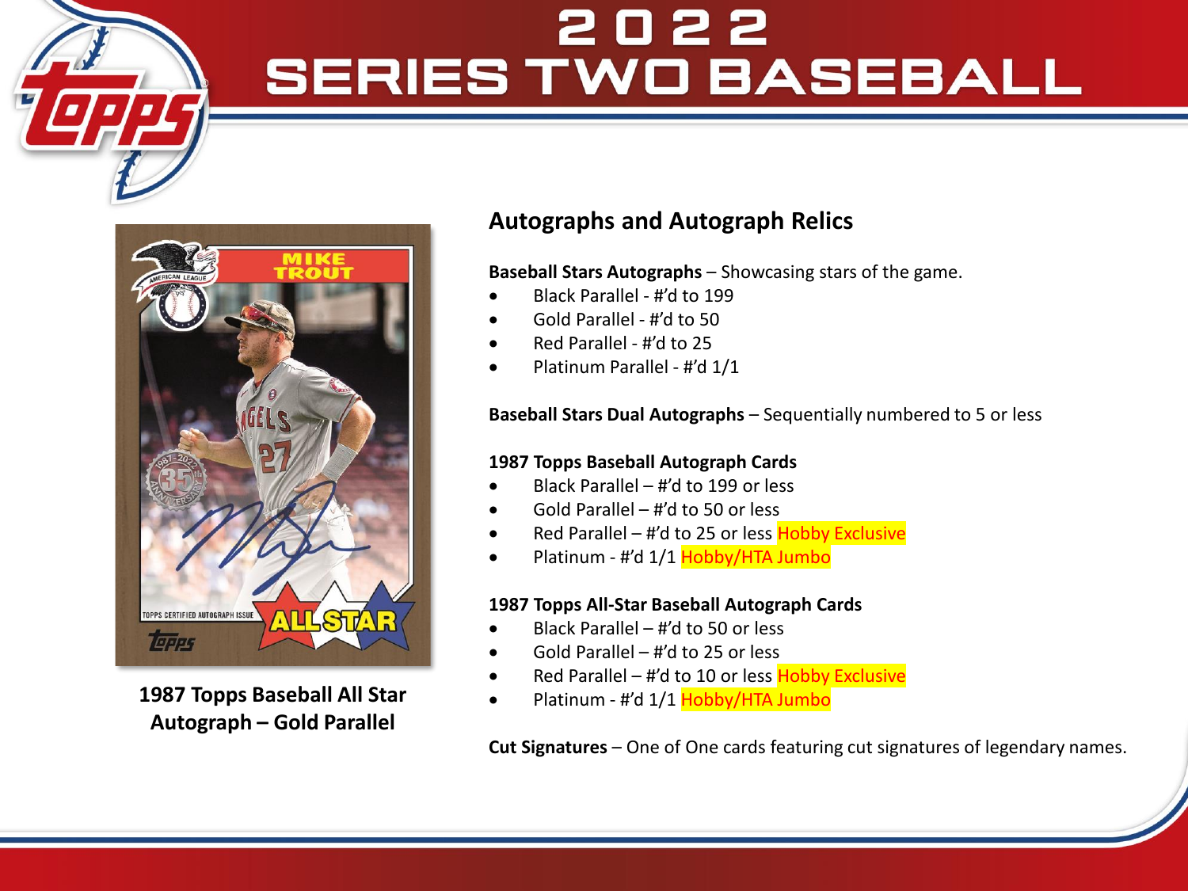# 2022 SERIES TWO BASEBALL

1987 Topps Baseball All Star Autograph – Gold Parallel

## Autographs and Autograph Relics

**Baseball Stars Autographs** – Showcasing stars of the game.

- Black Parallel - #'d to 199
- Gold Parallel - #'d to 50
- Red Parallel - #'d to 25
- Platinum Parallel - #'d 1/1

**Baseball Stars Dual Autographs** – Sequentially numbered to 5 or less

**1987 Topps Baseball Autograph Cards**

- Black Parallel – #'d to 199 or less
- Gold Parallel – #'d to 50 or less
- Red Parallel – #'d to 25 or less Hobby Exclusive
- Platinum - #'d 1/1 Hobby/HTA Jumbo

**1987 Topps All-Star Baseball Autograph Cards**

- Black Parallel – #'d to 50 or less
- Gold Parallel – #'d to 25 or less
- Red Parallel – #'d to 10 or less Hobby Exclusive
- Platinum - #'d 1/1 Hobby/HTA Jumbo

**Cut Signatures** – One of One cards featuring cut signatures of legendary names.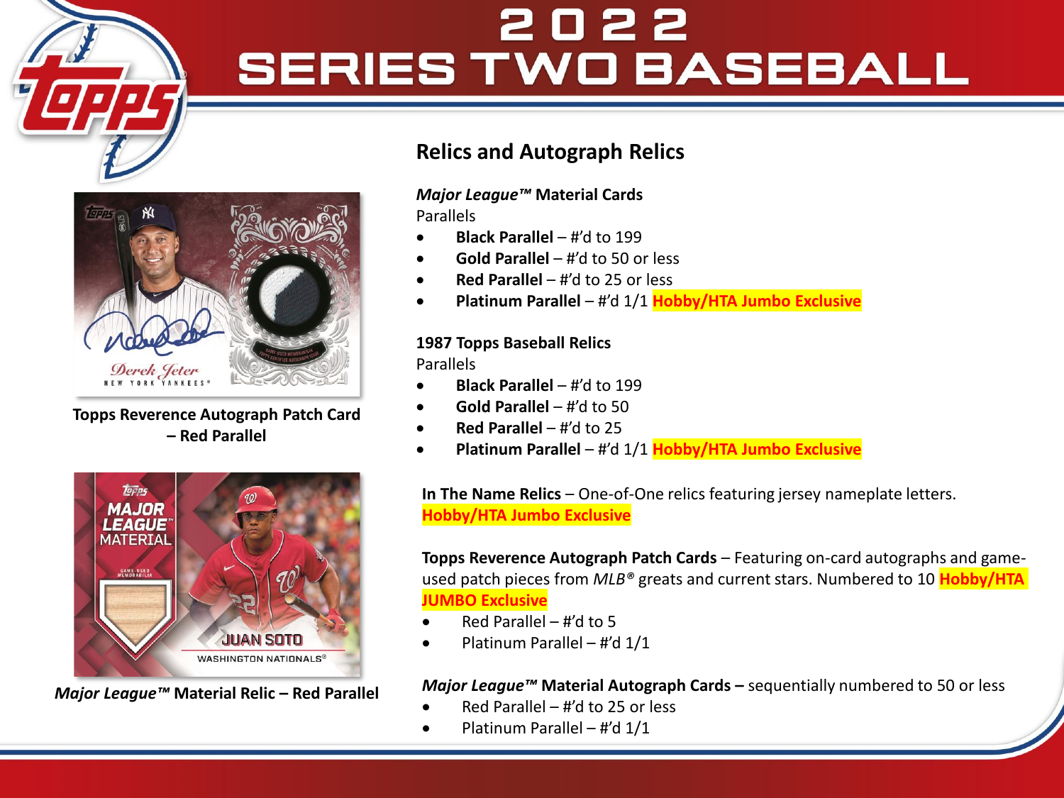# 2022 SERIES TWO BASEBALL

## Relics and Autograph Relics

***Major League™* Material Cards**

Parallels

- **Black Parallel** – #'d to 199
- **Gold Parallel** – #'d to 50 or less
- **Red Parallel** – #'d to 25 or less
- **Platinum Parallel** – #'d 1/1 **Hobby/HTA Jumbo Exclusive**

**1987 Topps Baseball Relics**

Parallels

- **Black Parallel** – #'d to 199
- **Gold Parallel** – #'d to 50
- **Red Parallel** – #'d to 25
- **Platinum Parallel** – #'d 1/1 **Hobby/HTA Jumbo Exclusive**

**In The Name Relics** – One-of-One relics featuring jersey nameplate letters. **Hobby/HTA Jumbo Exclusive**

**Topps Reverence Autograph Patch Cards** – Featuring on-card autographs and game-used patch pieces from *MLB®* greats and current stars. Numbered to 10 **Hobby/HTA JUMBO Exclusive**

- Red Parallel – #'d to 5
- Platinum Parallel – #'d 1/1

***Major League™* Material Autograph Cards –** sequentially numbered to 50 or less

- Red Parallel – #'d to 25 or less
- Platinum Parallel – #'d 1/1

**Topps Reverence Autograph Patch Card – Red Parallel**

***Major League™* Material Relic – Red Parallel**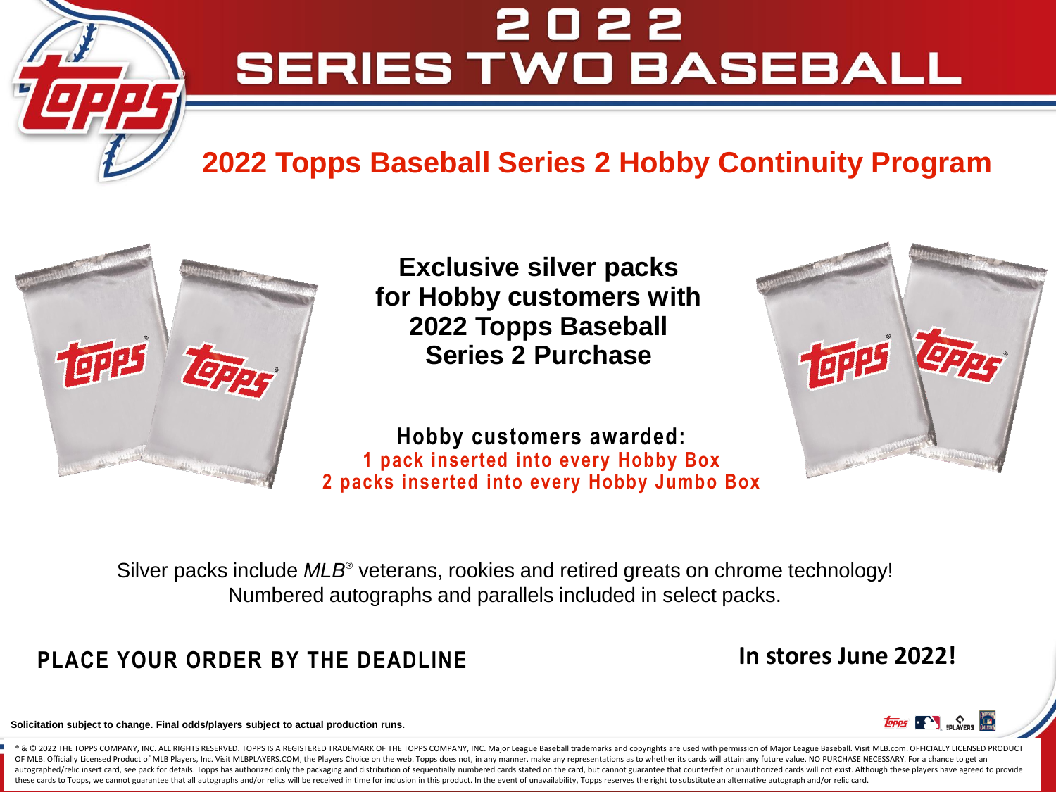# 2022 SERIES TWO BASEBALL

## 2022 Topps Baseball Series 2 Hobby Continuity Program

**Exclusive silver packs for Hobby customers with 2022 Topps Baseball Series 2 Purchase**

**Hobby customers awarded:**
**1 pack inserted into every Hobby Box**
**2 packs inserted into every Hobby Jumbo Box**

Silver packs include *MLB*® veterans, rookies and retired greats on chrome technology! Numbered autographs and parallels included in select packs.

**PLACE YOUR ORDER BY THE DEADLINE**

**In stores June 2022!**

**Solicitation subject to change. Final odds/players subject to actual production runs.**

® & © 2022 THE TOPPS COMPANY, INC. ALL RIGHTS RESERVED. TOPPS IS A REGISTERED TRADEMARK OF THE TOPPS COMPANY, INC. Major League Baseball trademarks and copyrights are used with permission of Major League Baseball. Visit MLB.com. OFFICIALLY LICENSED PRODUCT OF MLB. Officially Licensed Product of MLB Players, Inc. Visit MLBPLAYERS.COM, the Players Choice on the web. Topps does not, in any manner, make any representations as to whether its cards will attain any future value. NO PURCHASE NECESSARY. For a chance to get an autographed/relic insert card, see pack for details. Topps has authorized only the packaging and distribution of sequentially numbered cards stated on the card, but cannot guarantee that counterfeit or unauthorized cards will not exist. Although these players have agreed to provide these cards to Topps, we cannot guarantee that all autographs and/or relics will be received in time for inclusion in this product. In the event of unavailability, Topps reserves the right to substitute an alternative autograph and/or relic card.